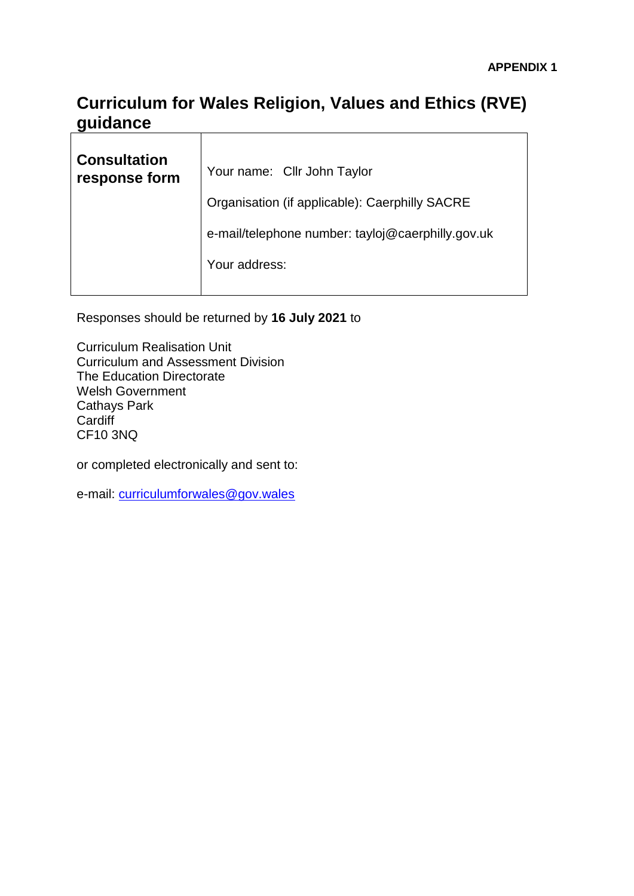**APPENDIX 1**

# Curriculum for Wales Religion, Values and Ethics (RVE) guidance

| **Consultation response form** | Your name: Cllr John Taylor<br><br>Organisation (if applicable): Caerphilly SACRE<br><br>e-mail/telephone number: tayloj@caerphilly.gov.uk<br><br>Your address: |
|---|---|

Responses should be returned by **16 July 2021** to

Curriculum Realisation Unit
Curriculum and Assessment Division
The Education Directorate
Welsh Government
Cathays Park
Cardiff
CF10 3NQ

or completed electronically and sent to:

e-mail: curriculumforwales@gov.wales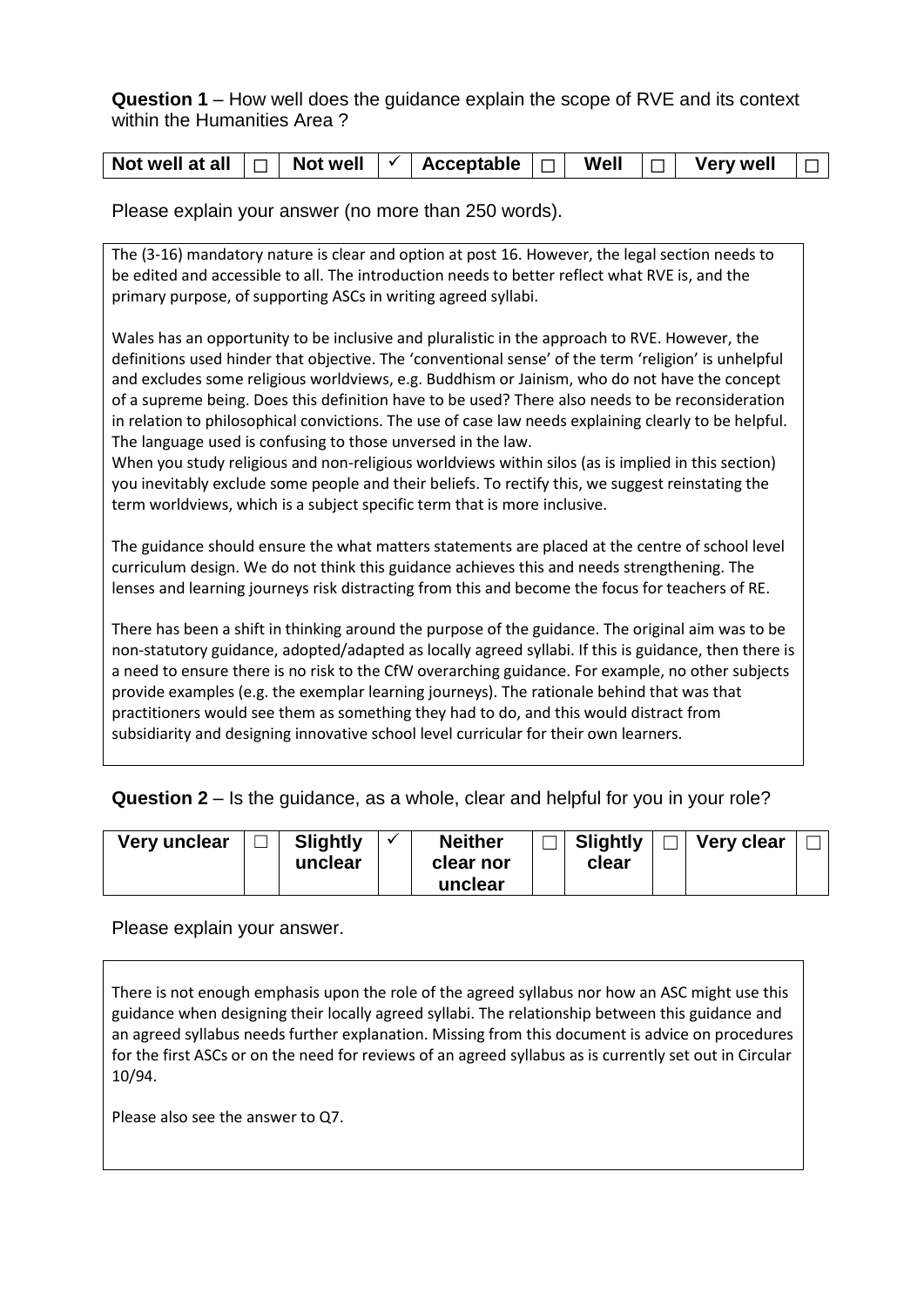**Question 1** – How well does the guidance explain the scope of RVE and its context within the Humanities Area ?

| Not well at all | ☐ | Not well | ✓ | Acceptable | ☐ | Well | ☐ | Very well | ☐ |
|---|---|---|---|---|---|---|---|---|---|

Please explain your answer (no more than 250 words).

The (3-16) mandatory nature is clear and option at post 16. However, the legal section needs to be edited and accessible to all. The introduction needs to better reflect what RVE is, and the primary purpose, of supporting ASCs in writing agreed syllabi.

Wales has an opportunity to be inclusive and pluralistic in the approach to RVE. However, the definitions used hinder that objective. The 'conventional sense' of the term 'religion' is unhelpful and excludes some religious worldviews, e.g. Buddhism or Jainism, who do not have the concept of a supreme being. Does this definition have to be used? There also needs to be reconsideration in relation to philosophical convictions. The use of case law needs explaining clearly to be helpful. The language used is confusing to those unversed in the law.
When you study religious and non-religious worldviews within silos (as is implied in this section) you inevitably exclude some people and their beliefs. To rectify this, we suggest reinstating the term worldviews, which is a subject specific term that is more inclusive.

The guidance should ensure the what matters statements are placed at the centre of school level curriculum design. We do not think this guidance achieves this and needs strengthening. The lenses and learning journeys risk distracting from this and become the focus for teachers of RE.

There has been a shift in thinking around the purpose of the guidance. The original aim was to be non-statutory guidance, adopted/adapted as locally agreed syllabi. If this is guidance, then there is a need to ensure there is no risk to the CfW overarching guidance. For example, no other subjects provide examples (e.g. the exemplar learning journeys). The rationale behind that was that practitioners would see them as something they had to do, and this would distract from subsidiarity and designing innovative school level curricular for their own learners.

**Question 2** – Is the guidance, as a whole, clear and helpful for you in your role?

| Very unclear | ☐ | Slightly unclear | ✓ | Neither clear nor unclear | ☐ | Slightly clear | ☐ | Very clear | ☐ |
|---|---|---|---|---|---|---|---|---|---|

Please explain your answer.

There is not enough emphasis upon the role of the agreed syllabus nor how an ASC might use this guidance when designing their locally agreed syllabi. The relationship between this guidance and an agreed syllabus needs further explanation. Missing from this document is advice on procedures for the first ASCs or on the need for reviews of an agreed syllabus as is currently set out in Circular 10/94.

Please also see the answer to Q7.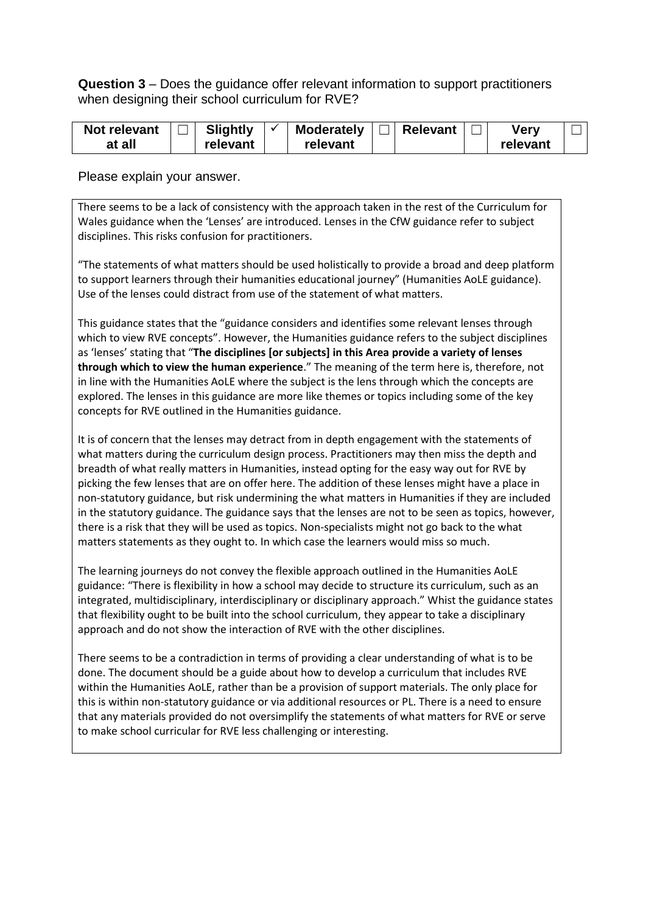**Question 3** – Does the guidance offer relevant information to support practitioners when designing their school curriculum for RVE?

| Not relevant at all | ☐ | Slightly relevant | ✓ | Moderately relevant | ☐ | Relevant | ☐ | Very relevant | ☐ |
|---|---|---|---|---|---|---|---|---|---|

Please explain your answer.

There seems to be a lack of consistency with the approach taken in the rest of the Curriculum for Wales guidance when the 'Lenses' are introduced. Lenses in the CfW guidance refer to subject disciplines. This risks confusion for practitioners.

"The statements of what matters should be used holistically to provide a broad and deep platform to support learners through their humanities educational journey" (Humanities AoLE guidance). Use of the lenses could distract from use of the statement of what matters.

This guidance states that the "guidance considers and identifies some relevant lenses through which to view RVE concepts". However, the Humanities guidance refers to the subject disciplines as 'lenses' stating that "**The disciplines [or subjects] in this Area provide a variety of lenses through which to view the human experience**." The meaning of the term here is, therefore, not in line with the Humanities AoLE where the subject is the lens through which the concepts are explored. The lenses in this guidance are more like themes or topics including some of the key concepts for RVE outlined in the Humanities guidance.

It is of concern that the lenses may detract from in depth engagement with the statements of what matters during the curriculum design process. Practitioners may then miss the depth and breadth of what really matters in Humanities, instead opting for the easy way out for RVE by picking the few lenses that are on offer here. The addition of these lenses might have a place in non-statutory guidance, but risk undermining the what matters in Humanities if they are included in the statutory guidance. The guidance says that the lenses are not to be seen as topics, however, there is a risk that they will be used as topics. Non-specialists might not go back to the what matters statements as they ought to. In which case the learners would miss so much.

The learning journeys do not convey the flexible approach outlined in the Humanities AoLE guidance: "There is flexibility in how a school may decide to structure its curriculum, such as an integrated, multidisciplinary, interdisciplinary or disciplinary approach." Whist the guidance states that flexibility ought to be built into the school curriculum, they appear to take a disciplinary approach and do not show the interaction of RVE with the other disciplines.

There seems to be a contradiction in terms of providing a clear understanding of what is to be done. The document should be a guide about how to develop a curriculum that includes RVE within the Humanities AoLE, rather than be a provision of support materials. The only place for this is within non-statutory guidance or via additional resources or PL. There is a need to ensure that any materials provided do not oversimplify the statements of what matters for RVE or serve to make school curricular for RVE less challenging or interesting.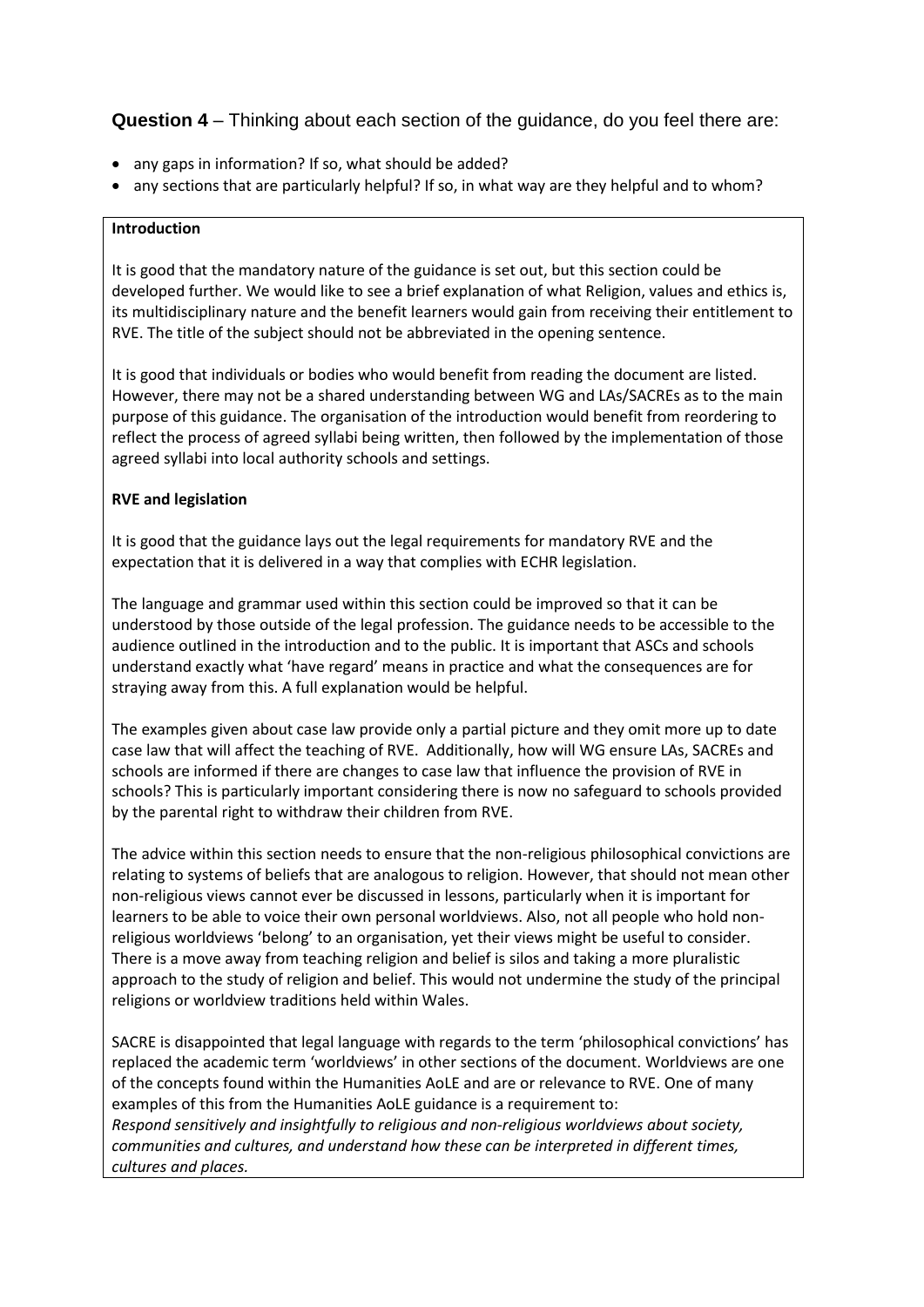**Question 4** – Thinking about each section of the guidance, do you feel there are:

- any gaps in information? If so, what should be added?
- any sections that are particularly helpful? If so, in what way are they helpful and to whom?

**Introduction**

It is good that the mandatory nature of the guidance is set out, but this section could be developed further. We would like to see a brief explanation of what Religion, values and ethics is, its multidisciplinary nature and the benefit learners would gain from receiving their entitlement to RVE. The title of the subject should not be abbreviated in the opening sentence.

It is good that individuals or bodies who would benefit from reading the document are listed. However, there may not be a shared understanding between WG and LAs/SACREs as to the main purpose of this guidance. The organisation of the introduction would benefit from reordering to reflect the process of agreed syllabi being written, then followed by the implementation of those agreed syllabi into local authority schools and settings.

**RVE and legislation**

It is good that the guidance lays out the legal requirements for mandatory RVE and the expectation that it is delivered in a way that complies with ECHR legislation.

The language and grammar used within this section could be improved so that it can be understood by those outside of the legal profession. The guidance needs to be accessible to the audience outlined in the introduction and to the public. It is important that ASCs and schools understand exactly what 'have regard' means in practice and what the consequences are for straying away from this. A full explanation would be helpful.

The examples given about case law provide only a partial picture and they omit more up to date case law that will affect the teaching of RVE. Additionally, how will WG ensure LAs, SACREs and schools are informed if there are changes to case law that influence the provision of RVE in schools? This is particularly important considering there is now no safeguard to schools provided by the parental right to withdraw their children from RVE.

The advice within this section needs to ensure that the non-religious philosophical convictions are relating to systems of beliefs that are analogous to religion. However, that should not mean other non-religious views cannot ever be discussed in lessons, particularly when it is important for learners to be able to voice their own personal worldviews. Also, not all people who hold non-religious worldviews 'belong' to an organisation, yet their views might be useful to consider. There is a move away from teaching religion and belief is silos and taking a more pluralistic approach to the study of religion and belief. This would not undermine the study of the principal religions or worldview traditions held within Wales.

SACRE is disappointed that legal language with regards to the term 'philosophical convictions' has replaced the academic term 'worldviews' in other sections of the document. Worldviews are one of the concepts found within the Humanities AoLE and are or relevance to RVE. One of many examples of this from the Humanities AoLE guidance is a requirement to:
*Respond sensitively and insightfully to religious and non-religious worldviews about society, communities and cultures, and understand how these can be interpreted in different times, cultures and places.*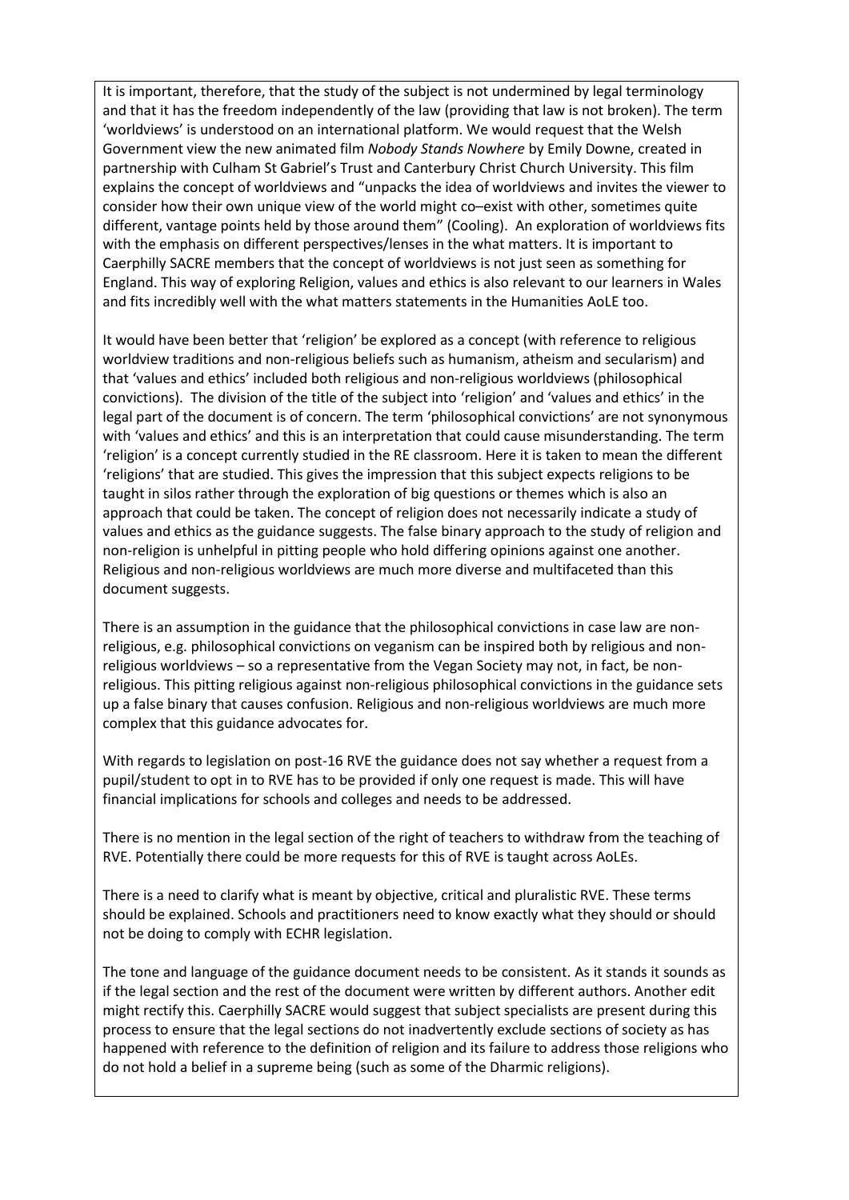It is important, therefore, that the study of the subject is not undermined by legal terminology and that it has the freedom independently of the law (providing that law is not broken). The term 'worldviews' is understood on an international platform. We would request that the Welsh Government view the new animated film *Nobody Stands Nowhere* by Emily Downe, created in partnership with Culham St Gabriel's Trust and Canterbury Christ Church University. This film explains the concept of worldviews and "unpacks the idea of worldviews and invites the viewer to consider how their own unique view of the world might co–exist with other, sometimes quite different, vantage points held by those around them" (Cooling). An exploration of worldviews fits with the emphasis on different perspectives/lenses in the what matters. It is important to Caerphilly SACRE members that the concept of worldviews is not just seen as something for England. This way of exploring Religion, values and ethics is also relevant to our learners in Wales and fits incredibly well with the what matters statements in the Humanities AoLE too.

It would have been better that 'religion' be explored as a concept (with reference to religious worldview traditions and non-religious beliefs such as humanism, atheism and secularism) and that 'values and ethics' included both religious and non-religious worldviews (philosophical convictions). The division of the title of the subject into 'religion' and 'values and ethics' in the legal part of the document is of concern. The term 'philosophical convictions' are not synonymous with 'values and ethics' and this is an interpretation that could cause misunderstanding. The term 'religion' is a concept currently studied in the RE classroom. Here it is taken to mean the different 'religions' that are studied. This gives the impression that this subject expects religions to be taught in silos rather through the exploration of big questions or themes which is also an approach that could be taken. The concept of religion does not necessarily indicate a study of values and ethics as the guidance suggests. The false binary approach to the study of religion and non-religion is unhelpful in pitting people who hold differing opinions against one another. Religious and non-religious worldviews are much more diverse and multifaceted than this document suggests.

There is an assumption in the guidance that the philosophical convictions in case law are non-religious, e.g. philosophical convictions on veganism can be inspired both by religious and non-religious worldviews – so a representative from the Vegan Society may not, in fact, be non-religious. This pitting religious against non-religious philosophical convictions in the guidance sets up a false binary that causes confusion. Religious and non-religious worldviews are much more complex that this guidance advocates for.

With regards to legislation on post-16 RVE the guidance does not say whether a request from a pupil/student to opt in to RVE has to be provided if only one request is made. This will have financial implications for schools and colleges and needs to be addressed.

There is no mention in the legal section of the right of teachers to withdraw from the teaching of RVE. Potentially there could be more requests for this of RVE is taught across AoLEs.

There is a need to clarify what is meant by objective, critical and pluralistic RVE. These terms should be explained. Schools and practitioners need to know exactly what they should or should not be doing to comply with ECHR legislation.

The tone and language of the guidance document needs to be consistent. As it stands it sounds as if the legal section and the rest of the document were written by different authors. Another edit might rectify this. Caerphilly SACRE would suggest that subject specialists are present during this process to ensure that the legal sections do not inadvertently exclude sections of society as has happened with reference to the definition of religion and its failure to address those religions who do not hold a belief in a supreme being (such as some of the Dharmic religions).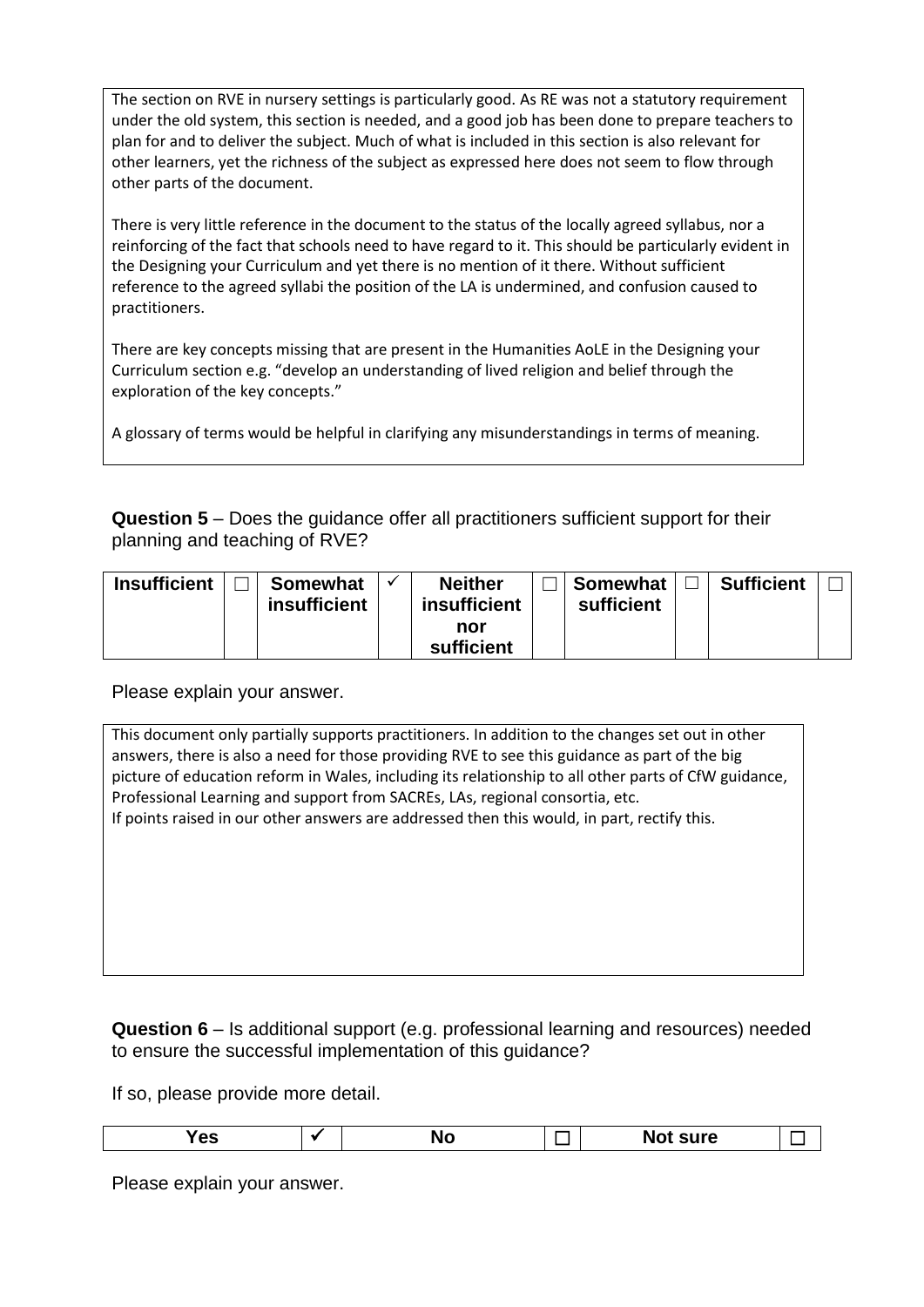The section on RVE in nursery settings is particularly good. As RE was not a statutory requirement under the old system, this section is needed, and a good job has been done to prepare teachers to plan for and to deliver the subject. Much of what is included in this section is also relevant for other learners, yet the richness of the subject as expressed here does not seem to flow through other parts of the document.

There is very little reference in the document to the status of the locally agreed syllabus, nor a reinforcing of the fact that schools need to have regard to it. This should be particularly evident in the Designing your Curriculum and yet there is no mention of it there. Without sufficient reference to the agreed syllabi the position of the LA is undermined, and confusion caused to practitioners.

There are key concepts missing that are present in the Humanities AoLE in the Designing your Curriculum section e.g. "develop an understanding of lived religion and belief through the exploration of the key concepts."

A glossary of terms would be helpful in clarifying any misunderstandings in terms of meaning.

**Question 5** – Does the guidance offer all practitioners sufficient support for their planning and teaching of RVE?

| **Insufficient** | ☐ | **Somewhat insufficient** | ✓ | **Neither insufficient nor sufficient** | ☐ | **Somewhat sufficient** | ☐ | **Sufficient** | ☐ |
|---|---|---|---|---|---|---|---|---|---|

Please explain your answer.

This document only partially supports practitioners. In addition to the changes set out in other answers, there is also a need for those providing RVE to see this guidance as part of the big picture of education reform in Wales, including its relationship to all other parts of CfW guidance, Professional Learning and support from SACREs, LAs, regional consortia, etc.
If points raised in our other answers are addressed then this would, in part, rectify this.

**Question 6** – Is additional support (e.g. professional learning and resources) needed to ensure the successful implementation of this guidance?

If so, please provide more detail.

| **Yes** | ✓ | **No** | ☐ | **Not sure** | ☐ |
|---|---|---|---|---|---|

Please explain your answer.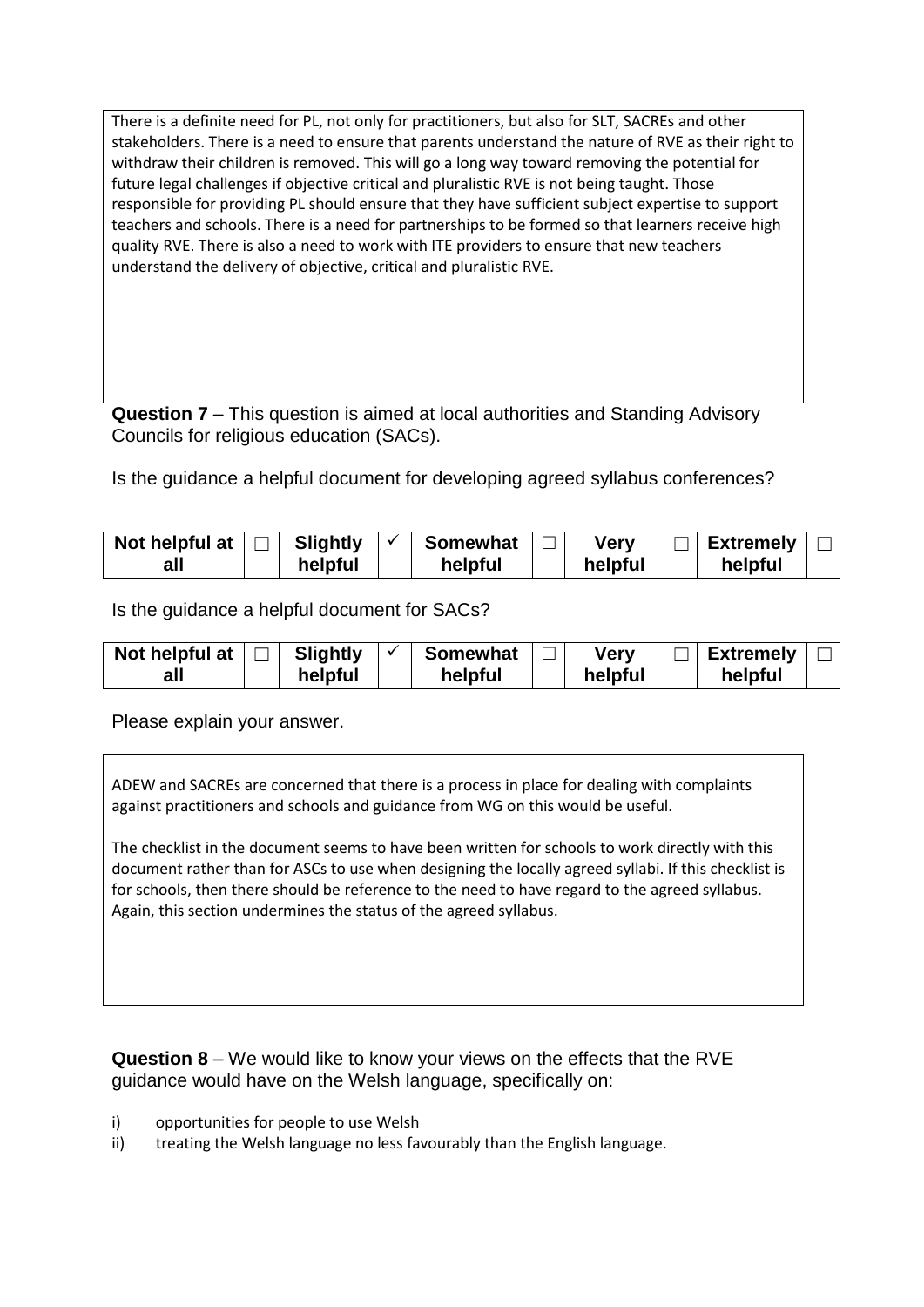There is a definite need for PL, not only for practitioners, but also for SLT, SACREs and other stakeholders. There is a need to ensure that parents understand the nature of RVE as their right to withdraw their children is removed. This will go a long way toward removing the potential for future legal challenges if objective critical and pluralistic RVE is not being taught. Those responsible for providing PL should ensure that they have sufficient subject expertise to support teachers and schools. There is a need for partnerships to be formed so that learners receive high quality RVE. There is also a need to work with ITE providers to ensure that new teachers understand the delivery of objective, critical and pluralistic RVE.

**Question 7** – This question is aimed at local authorities and Standing Advisory Councils for religious education (SACs).

Is the guidance a helpful document for developing agreed syllabus conferences?

| Not helpful at all | ☐ | Slightly helpful | ✓ | Somewhat helpful | ☐ | Very helpful | ☐ | Extremely helpful | ☐ |
|---|---|---|---|---|---|---|---|---|---|

Is the guidance a helpful document for SACs?

| Not helpful at all | ☐ | Slightly helpful | ✓ | Somewhat helpful | ☐ | Very helpful | ☐ | Extremely helpful | ☐ |
|---|---|---|---|---|---|---|---|---|---|

Please explain your answer.

ADEW and SACREs are concerned that there is a process in place for dealing with complaints against practitioners and schools and guidance from WG on this would be useful.

The checklist in the document seems to have been written for schools to work directly with this document rather than for ASCs to use when designing the locally agreed syllabi. If this checklist is for schools, then there should be reference to the need to have regard to the agreed syllabus. Again, this section undermines the status of the agreed syllabus.

**Question 8** – We would like to know your views on the effects that the RVE guidance would have on the Welsh language, specifically on:

i) opportunities for people to use Welsh
ii) treating the Welsh language no less favourably than the English language.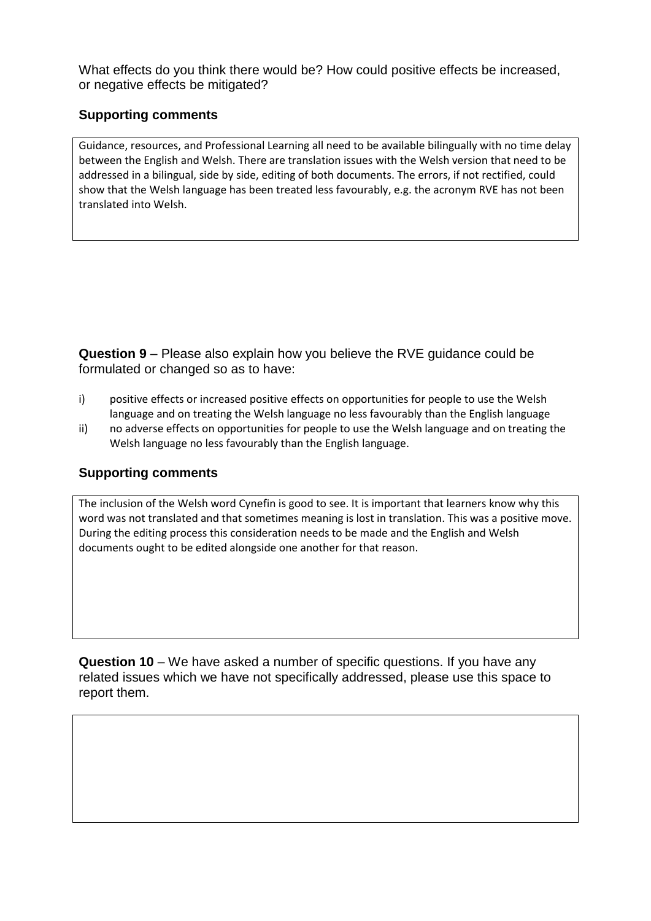What effects do you think there would be? How could positive effects be increased, or negative effects be mitigated?

### Supporting comments

Guidance, resources, and Professional Learning all need to be available bilingually with no time delay between the English and Welsh. There are translation issues with the Welsh version that need to be addressed in a bilingual, side by side, editing of both documents. The errors, if not rectified, could show that the Welsh language has been treated less favourably, e.g. the acronym RVE has not been translated into Welsh.

**Question 9** – Please also explain how you believe the RVE guidance could be formulated or changed so as to have:

i) positive effects or increased positive effects on opportunities for people to use the Welsh language and on treating the Welsh language no less favourably than the English language
ii) no adverse effects on opportunities for people to use the Welsh language and on treating the Welsh language no less favourably than the English language.

### Supporting comments

The inclusion of the Welsh word Cynefin is good to see. It is important that learners know why this word was not translated and that sometimes meaning is lost in translation. This was a positive move. During the editing process this consideration needs to be made and the English and Welsh documents ought to be edited alongside one another for that reason.

**Question 10** – We have asked a number of specific questions. If you have any related issues which we have not specifically addressed, please use this space to report them.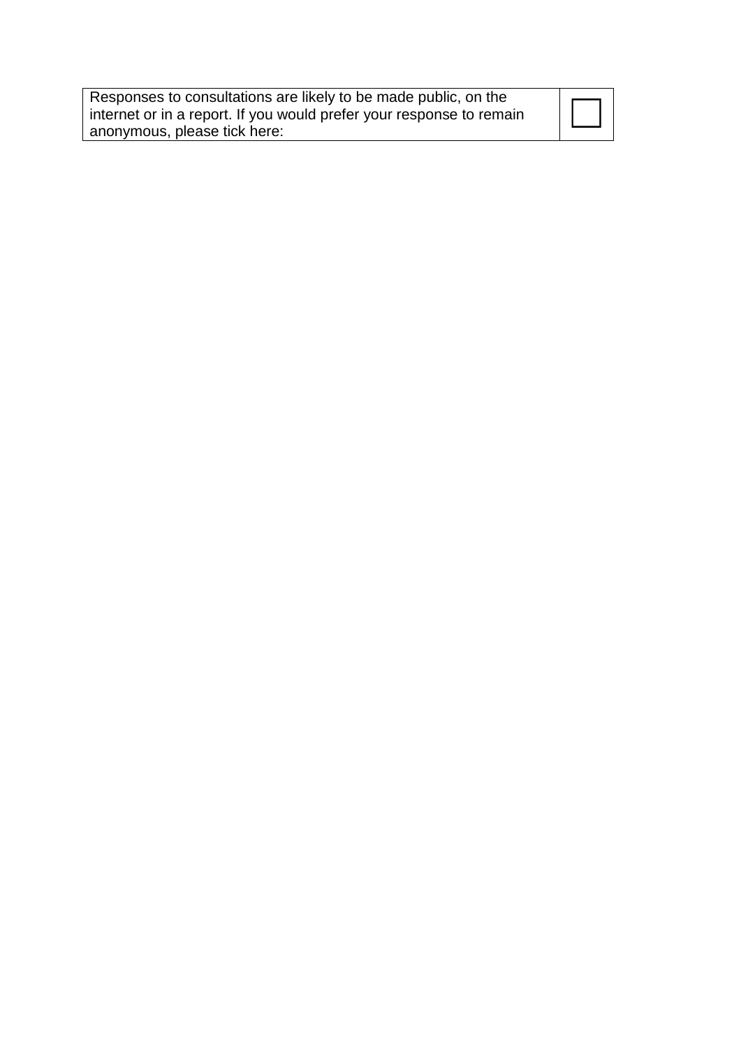| | |
|---|---|
| Responses to consultations are likely to be made public, on the internet or in a report. If you would prefer your response to remain anonymous, please tick here: | ☐ |